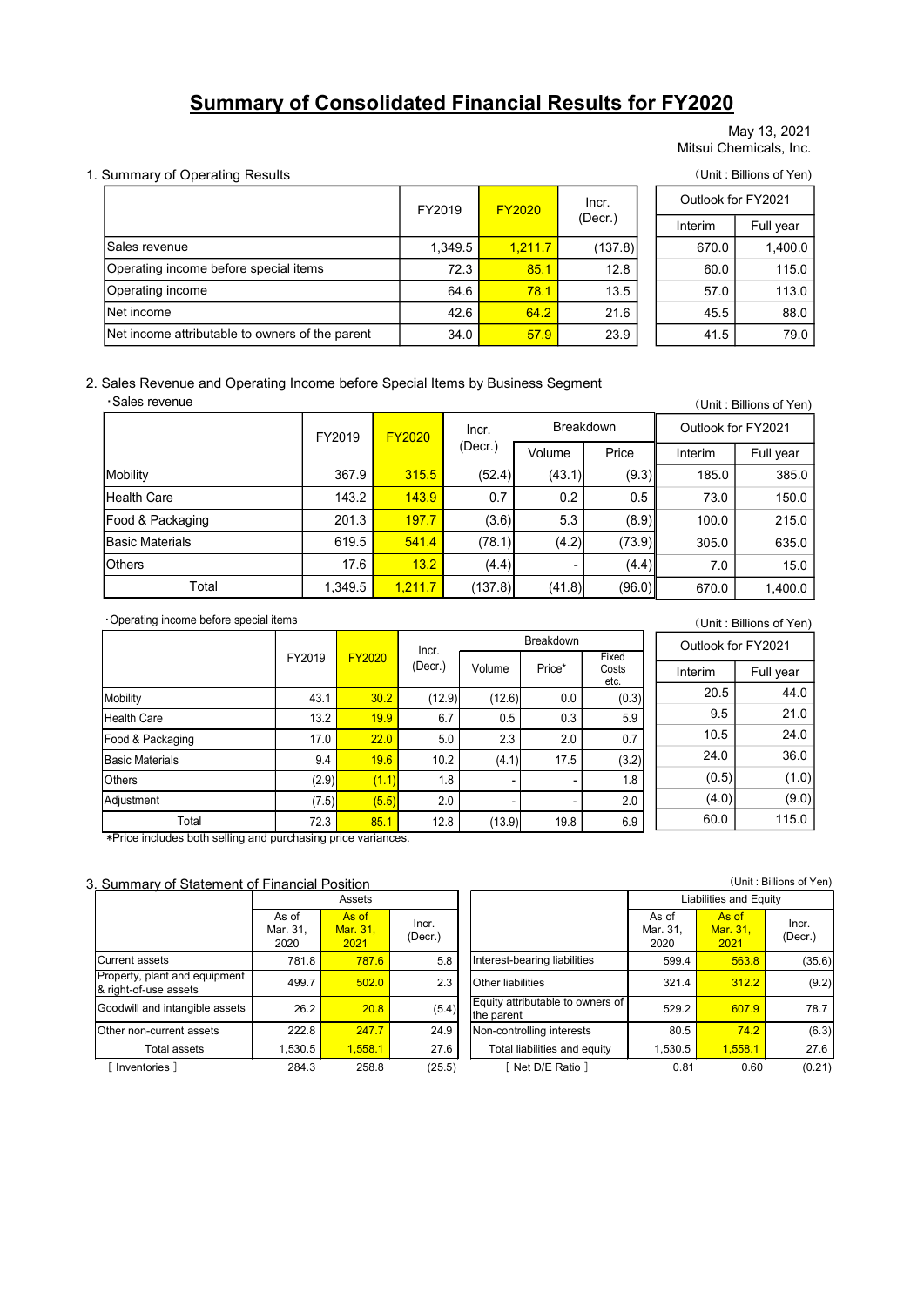# Summary of Consolidated Financial Results for FY2020

May 13, 2021
Mitsui Chemicals, Inc.

## 1. Summary of Operating Results

(Unit : Billions of Yen)

| | FY2019 | FY2020 | Incr. (Decr.) | Outlook for FY2021 | |
|---|---|---|---|---|---|
| | | | | Interim | Full year |
| Sales revenue | 1,349.5 | 1,211.7 | (137.8) | 670.0 | 1,400.0 |
| Operating income before special items | 72.3 | 85.1 | 12.8 | 60.0 | 115.0 |
| Operating income | 64.6 | 78.1 | 13.5 | 57.0 | 113.0 |
| Net income | 42.6 | 64.2 | 21.6 | 45.5 | 88.0 |
| Net income attributable to owners of the parent | 34.0 | 57.9 | 23.9 | 41.5 | 79.0 |

## 2. Sales Revenue and Operating Income before Special Items by Business Segment

・Sales revenue

(Unit : Billions of Yen)

| | FY2019 | FY2020 | Incr. (Decr.) | Breakdown | | Outlook for FY2021 | |
|---|---|---|---|---|---|---|---|
| | | | | Volume | Price | Interim | Full year |
| Mobility | 367.9 | 315.5 | (52.4) | (43.1) | (9.3) | 185.0 | 385.0 |
| Health Care | 143.2 | 143.9 | 0.7 | 0.2 | 0.5 | 73.0 | 150.0 |
| Food & Packaging | 201.3 | 197.7 | (3.6) | 5.3 | (8.9) | 100.0 | 215.0 |
| Basic Materials | 619.5 | 541.4 | (78.1) | (4.2) | (73.9) | 305.0 | 635.0 |
| Others | 17.6 | 13.2 | (4.4) | - | (4.4) | 7.0 | 15.0 |
| Total | 1,349.5 | 1,211.7 | (137.8) | (41.8) | (96.0) | 670.0 | 1,400.0 |

・Operating income before special items

(Unit : Billions of Yen)

| | FY2019 | FY2020 | Incr. (Decr.) | Breakdown | | | Outlook for FY2021 | |
|---|---|---|---|---|---|---|---|---|
| | | | | Volume | Price* | Fixed Costs etc. | Interim | Full year |
| Mobility | 43.1 | 30.2 | (12.9) | (12.6) | 0.0 | (0.3) | 20.5 | 44.0 |
| Health Care | 13.2 | 19.9 | 6.7 | 0.5 | 0.3 | 5.9 | 9.5 | 21.0 |
| Food & Packaging | 17.0 | 22.0 | 5.0 | 2.3 | 2.0 | 0.7 | 10.5 | 24.0 |
| Basic Materials | 9.4 | 19.6 | 10.2 | (4.1) | 17.5 | (3.2) | 24.0 | 36.0 |
| Others | (2.9) | (1.1) | 1.8 | - | - | 1.8 | (0.5) | (1.0) |
| Adjustment | (7.5) | (5.5) | 2.0 | - | - | 2.0 | (4.0) | (9.0) |
| Total | 72.3 | 85.1 | 12.8 | (13.9) | 19.8 | 6.9 | 60.0 | 115.0 |

*Price includes both selling and purchasing price variances.

## 3. Summary of Statement of Financial Position

(Unit : Billions of Yen)

| | Assets | | |
|---|---|---|---|
| | As of Mar. 31, 2020 | As of Mar. 31, 2021 | Incr. (Decr.) |
| Current assets | 781.8 | 787.6 | 5.8 |
| Property, plant and equipment & right-of-use assets | 499.7 | 502.0 | 2.3 |
| Goodwill and intangible assets | 26.2 | 20.8 | (5.4) |
| Other non-current assets | 222.8 | 247.7 | 24.9 |
| Total assets | 1,530.5 | 1,558.1 | 27.6 |
| [ Inventories ] | 284.3 | 258.8 | (25.5) |

| | Liabilities and Equity | | |
|---|---|---|---|
| | As of Mar. 31, 2020 | As of Mar. 31, 2021 | Incr. (Decr.) |
| Interest-bearing liabilities | 599.4 | 563.8 | (35.6) |
| Other liabilities | 321.4 | 312.2 | (9.2) |
| Equity attributable to owners of the parent | 529.2 | 607.9 | 78.7 |
| Non-controlling interests | 80.5 | 74.2 | (6.3) |
| Total liabilities and equity | 1,530.5 | 1,558.1 | 27.6 |
| [ Net D/E Ratio ] | 0.81 | 0.60 | (0.21) |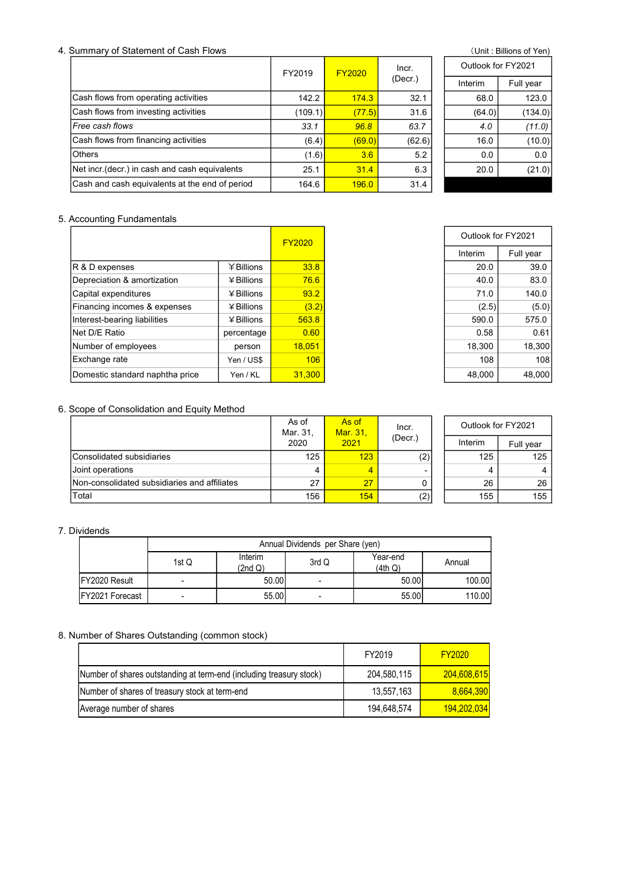## 4. Summary of Statement of Cash Flows

(Unit : Billions of Yen)

| | FY2019 | FY2020 | Incr. (Decr.) | Outlook for FY2021 Interim | Outlook for FY2021 Full year |
|---|---|---|---|---|---|
| Cash flows from operating activities | 142.2 | 174.3 | 32.1 | 68.0 | 123.0 |
| Cash flows from investing activities | (109.1) | (77.5) | 31.6 | (64.0) | (134.0) |
| *Free cash flows* | *33.1* | *96.8* | *63.7* | *4.0* | *(11.0)* |
| Cash flows from financing activities | (6.4) | (69.0) | (62.6) | 16.0 | (10.0) |
| Others | (1.6) | 3.6 | 5.2 | 0.0 | 0.0 |
| Net incr.(decr.) in cash and cash equivalents | 25.1 | 31.4 | 6.3 | 20.0 | (21.0) |
| Cash and cash equivalents at the end of period | 164.6 | 196.0 | 31.4 | | |

## 5. Accounting Fundamentals

| | | FY2020 | Outlook for FY2021 Interim | Outlook for FY2021 Full year |
|---|---|---|---|---|
| R & D expenses | ¥Billions | 33.8 | 20.0 | 39.0 |
| Depreciation & amortization | ¥Billions | 76.6 | 40.0 | 83.0 |
| Capital expenditures | ¥Billions | 93.2 | 71.0 | 140.0 |
| Financing incomes & expenses | ¥Billions | (3.2) | (2.5) | (5.0) |
| Interest-bearing liabilities | ¥Billions | 563.8 | 590.0 | 575.0 |
| Net D/E Ratio | percentage | 0.60 | 0.58 | 0.61 |
| Number of employees | person | 18,051 | 18,300 | 18,300 |
| Exchange rate | Yen / US$ | 106 | 108 | 108 |
| Domestic standard naphtha price | Yen / KL | 31,300 | 48,000 | 48,000 |

## 6. Scope of Consolidation and Equity Method

| | As of Mar. 31, 2020 | As of Mar. 31, 2021 | Incr. (Decr.) | Outlook for FY2021 Interim | Outlook for FY2021 Full year |
|---|---|---|---|---|---|
| Consolidated subsidiaries | 125 | 123 | (2) | 125 | 125 |
| Joint operations | 4 | 4 | - | 4 | 4 |
| Non-consolidated subsidiaries and affiliates | 27 | 27 | 0 | 26 | 26 |
| Total | 156 | 154 | (2) | 155 | 155 |

## 7. Dividends

| | Annual Dividends per Share (yen) | | | | |
|---|---|---|---|---|---|
| | 1st Q | Interim (2nd Q) | 3rd Q | Year-end (4th Q) | Annual |
| FY2020 Result | - | 50.00 | - | 50.00 | 100.00 |
| FY2021 Forecast | - | 55.00 | - | 55.00 | 110.00 |

## 8. Number of Shares Outstanding (common stock)

| | FY2019 | FY2020 |
|---|---|---|
| Number of shares outstanding at term-end (including treasury stock) | 204,580,115 | 204,608,615 |
| Number of shares of treasury stock at term-end | 13,557,163 | 8,664,390 |
| Average number of shares | 194,648,574 | 194,202,034 |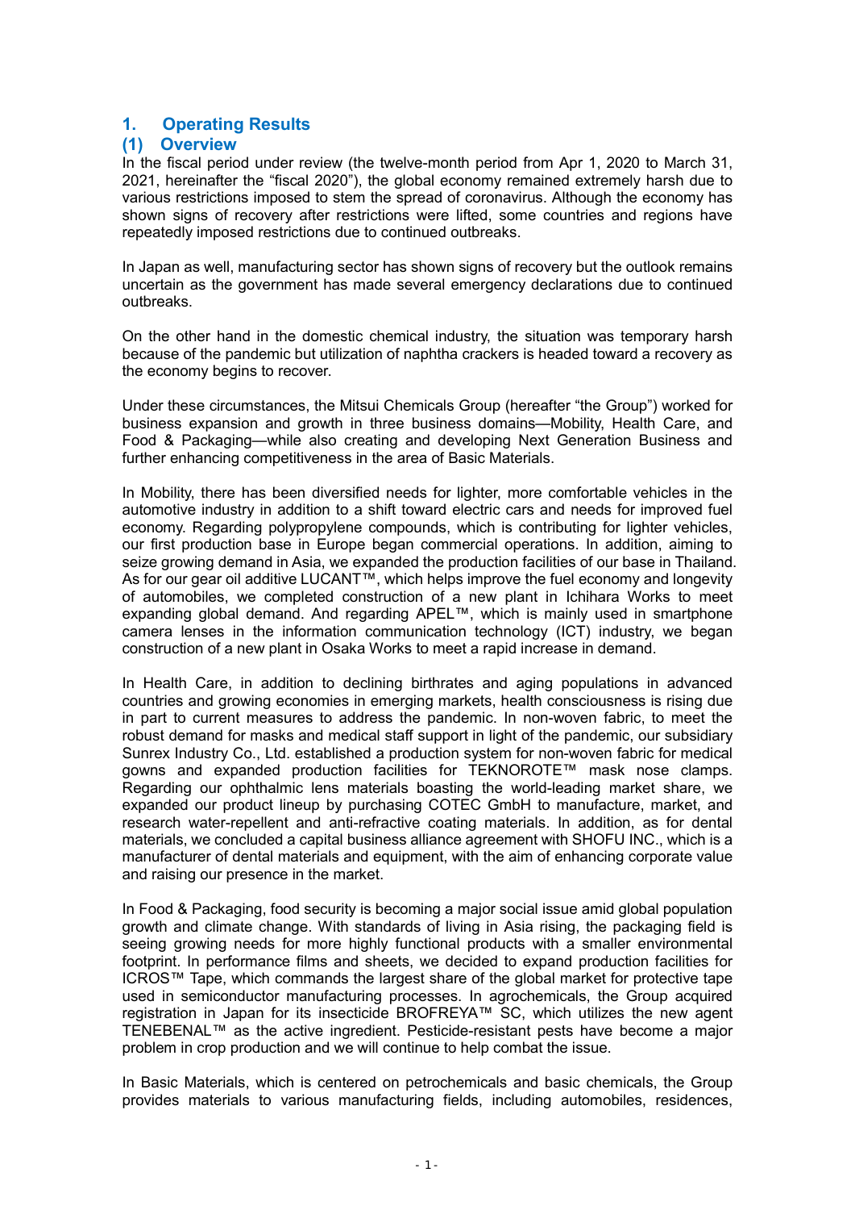## 1. Operating Results

### (1) Overview

In the fiscal period under review (the twelve-month period from Apr 1, 2020 to March 31, 2021, hereinafter the "fiscal 2020"), the global economy remained extremely harsh due to various restrictions imposed to stem the spread of coronavirus. Although the economy has shown signs of recovery after restrictions were lifted, some countries and regions have repeatedly imposed restrictions due to continued outbreaks.

In Japan as well, manufacturing sector has shown signs of recovery but the outlook remains uncertain as the government has made several emergency declarations due to continued outbreaks.

On the other hand in the domestic chemical industry, the situation was temporary harsh because of the pandemic but utilization of naphtha crackers is headed toward a recovery as the economy begins to recover.

Under these circumstances, the Mitsui Chemicals Group (hereafter "the Group") worked for business expansion and growth in three business domains—Mobility, Health Care, and Food & Packaging—while also creating and developing Next Generation Business and further enhancing competitiveness in the area of Basic Materials.

In Mobility, there has been diversified needs for lighter, more comfortable vehicles in the automotive industry in addition to a shift toward electric cars and needs for improved fuel economy. Regarding polypropylene compounds, which is contributing for lighter vehicles, our first production base in Europe began commercial operations. In addition, aiming to seize growing demand in Asia, we expanded the production facilities of our base in Thailand. As for our gear oil additive LUCANT™, which helps improve the fuel economy and longevity of automobiles, we completed construction of a new plant in Ichihara Works to meet expanding global demand. And regarding APEL™, which is mainly used in smartphone camera lenses in the information communication technology (ICT) industry, we began construction of a new plant in Osaka Works to meet a rapid increase in demand.

In Health Care, in addition to declining birthrates and aging populations in advanced countries and growing economies in emerging markets, health consciousness is rising due in part to current measures to address the pandemic. In non-woven fabric, to meet the robust demand for masks and medical staff support in light of the pandemic, our subsidiary Sunrex Industry Co., Ltd. established a production system for non-woven fabric for medical gowns and expanded production facilities for TEKNOROTE™ mask nose clamps. Regarding our ophthalmic lens materials boasting the world-leading market share, we expanded our product lineup by purchasing COTEC GmbH to manufacture, market, and research water-repellent and anti-refractive coating materials. In addition, as for dental materials, we concluded a capital business alliance agreement with SHOFU INC., which is a manufacturer of dental materials and equipment, with the aim of enhancing corporate value and raising our presence in the market.

In Food & Packaging, food security is becoming a major social issue amid global population growth and climate change. With standards of living in Asia rising, the packaging field is seeing growing needs for more highly functional products with a smaller environmental footprint. In performance films and sheets, we decided to expand production facilities for ICROS™ Tape, which commands the largest share of the global market for protective tape used in semiconductor manufacturing processes. In agrochemicals, the Group acquired registration in Japan for its insecticide BROFREYA™ SC, which utilizes the new agent TENEBENAL™ as the active ingredient. Pesticide-resistant pests have become a major problem in crop production and we will continue to help combat the issue.

In Basic Materials, which is centered on petrochemicals and basic chemicals, the Group provides materials to various manufacturing fields, including automobiles, residences,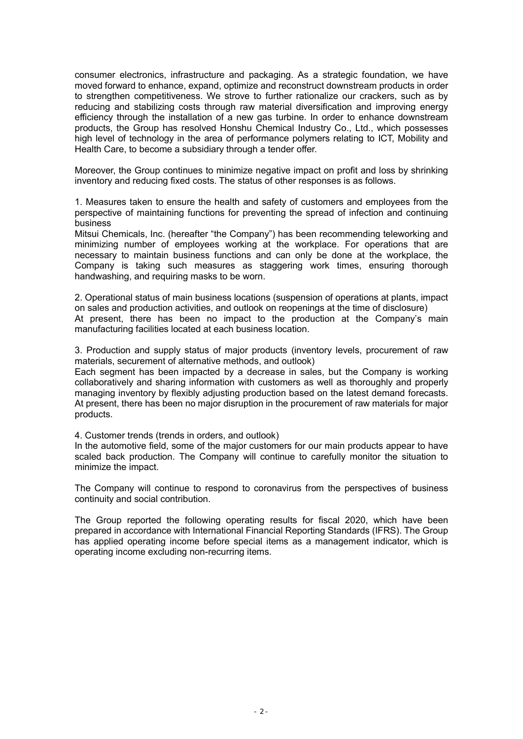consumer electronics, infrastructure and packaging. As a strategic foundation, we have moved forward to enhance, expand, optimize and reconstruct downstream products in order to strengthen competitiveness. We strove to further rationalize our crackers, such as by reducing and stabilizing costs through raw material diversification and improving energy efficiency through the installation of a new gas turbine. In order to enhance downstream products, the Group has resolved Honshu Chemical Industry Co., Ltd., which possesses high level of technology in the area of performance polymers relating to ICT, Mobility and Health Care, to become a subsidiary through a tender offer.

Moreover, the Group continues to minimize negative impact on profit and loss by shrinking inventory and reducing fixed costs. The status of other responses is as follows.

1. Measures taken to ensure the health and safety of customers and employees from the perspective of maintaining functions for preventing the spread of infection and continuing business
Mitsui Chemicals, Inc. (hereafter "the Company") has been recommending teleworking and minimizing number of employees working at the workplace. For operations that are necessary to maintain business functions and can only be done at the workplace, the Company is taking such measures as staggering work times, ensuring thorough handwashing, and requiring masks to be worn.

2. Operational status of main business locations (suspension of operations at plants, impact on sales and production activities, and outlook on reopenings at the time of disclosure)
At present, there has been no impact to the production at the Company's main manufacturing facilities located at each business location.

3. Production and supply status of major products (inventory levels, procurement of raw materials, securement of alternative methods, and outlook)
Each segment has been impacted by a decrease in sales, but the Company is working collaboratively and sharing information with customers as well as thoroughly and properly managing inventory by flexibly adjusting production based on the latest demand forecasts. At present, there has been no major disruption in the procurement of raw materials for major products.

4. Customer trends (trends in orders, and outlook)
In the automotive field, some of the major customers for our main products appear to have scaled back production. The Company will continue to carefully monitor the situation to minimize the impact.

The Company will continue to respond to coronavirus from the perspectives of business continuity and social contribution.

The Group reported the following operating results for fiscal 2020, which have been prepared in accordance with International Financial Reporting Standards (IFRS). The Group has applied operating income before special items as a management indicator, which is operating income excluding non-recurring items.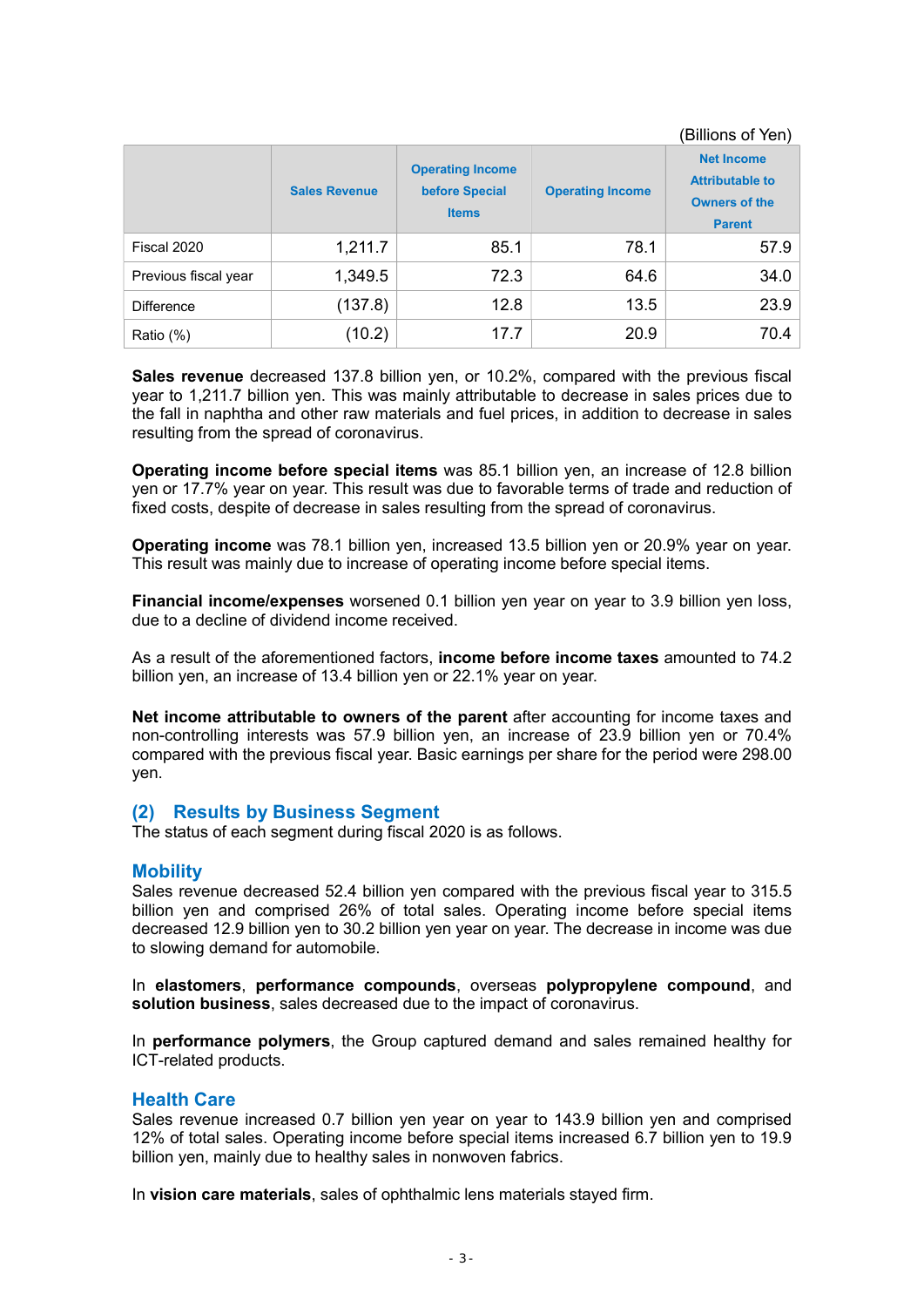(Billions of Yen)

| | Sales Revenue | Operating Income before Special Items | Operating Income | Net Income Attributable to Owners of the Parent |
|---|---|---|---|---|
| Fiscal 2020 | 1,211.7 | 85.1 | 78.1 | 57.9 |
| Previous fiscal year | 1,349.5 | 72.3 | 64.6 | 34.0 |
| Difference | (137.8) | 12.8 | 13.5 | 23.9 |
| Ratio (%) | (10.2) | 17.7 | 20.9 | 70.4 |

**Sales revenue** decreased 137.8 billion yen, or 10.2%, compared with the previous fiscal year to 1,211.7 billion yen. This was mainly attributable to decrease in sales prices due to the fall in naphtha and other raw materials and fuel prices, in addition to decrease in sales resulting from the spread of coronavirus.

**Operating income before special items** was 85.1 billion yen, an increase of 12.8 billion yen or 17.7% year on year. This result was due to favorable terms of trade and reduction of fixed costs, despite of decrease in sales resulting from the spread of coronavirus.

**Operating income** was 78.1 billion yen, increased 13.5 billion yen or 20.9% year on year. This result was mainly due to increase of operating income before special items.

**Financial income/expenses** worsened 0.1 billion yen year on year to 3.9 billion yen loss, due to a decline of dividend income received.

As a result of the aforementioned factors, **income before income taxes** amounted to 74.2 billion yen, an increase of 13.4 billion yen or 22.1% year on year.

**Net income attributable to owners of the parent** after accounting for income taxes and non-controlling interests was 57.9 billion yen, an increase of 23.9 billion yen or 70.4% compared with the previous fiscal year. Basic earnings per share for the period were 298.00 yen.

## (2) Results by Business Segment

The status of each segment during fiscal 2020 is as follows.

### Mobility

Sales revenue decreased 52.4 billion yen compared with the previous fiscal year to 315.5 billion yen and comprised 26% of total sales. Operating income before special items decreased 12.9 billion yen to 30.2 billion yen year on year. The decrease in income was due to slowing demand for automobile.

In **elastomers**, **performance compounds**, overseas **polypropylene compound**, and **solution business**, sales decreased due to the impact of coronavirus.

In **performance polymers**, the Group captured demand and sales remained healthy for ICT-related products.

### Health Care

Sales revenue increased 0.7 billion yen year on year to 143.9 billion yen and comprised 12% of total sales. Operating income before special items increased 6.7 billion yen to 19.9 billion yen, mainly due to healthy sales in nonwoven fabrics.

In **vision care materials**, sales of ophthalmic lens materials stayed firm.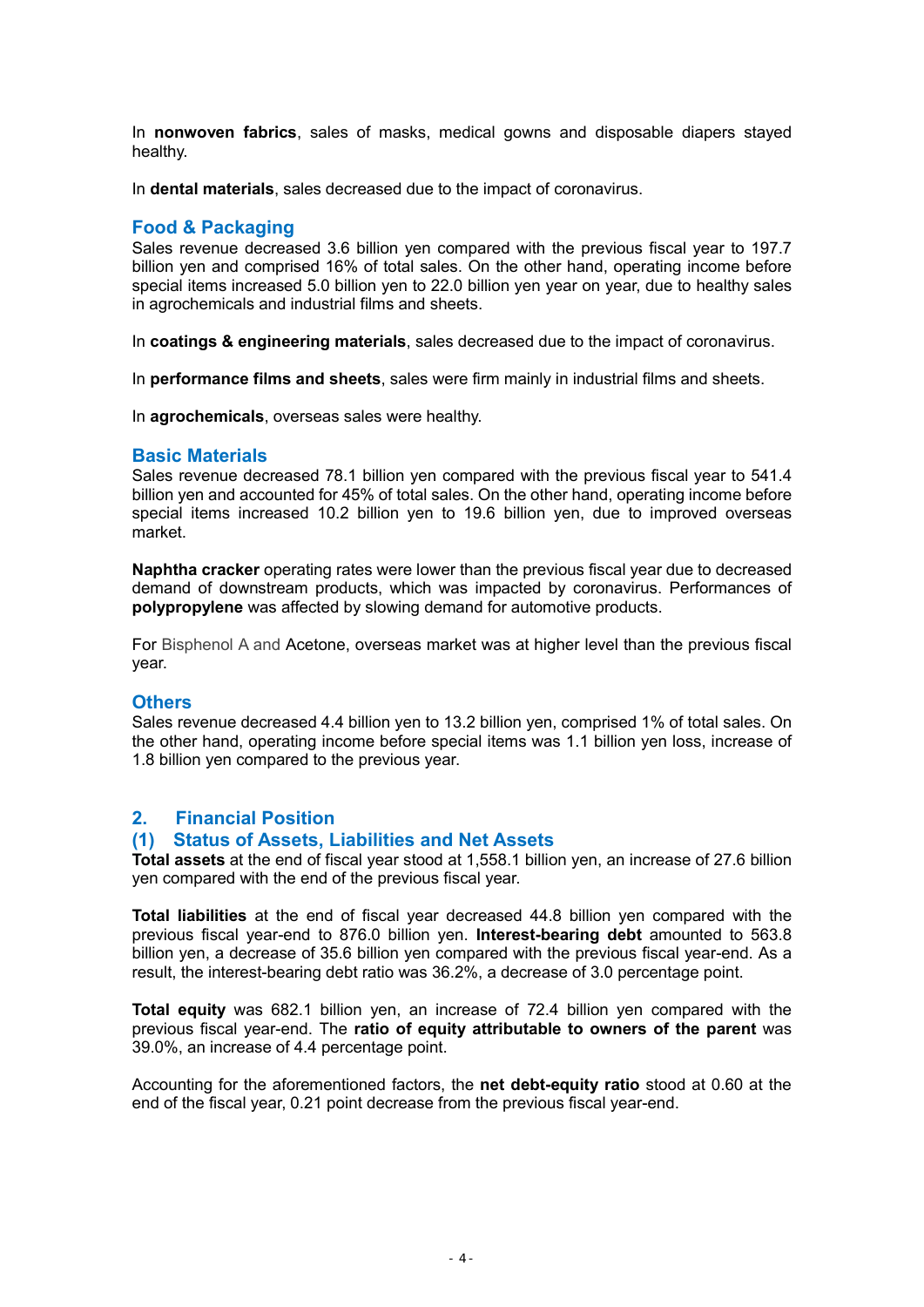In **nonwoven fabrics**, sales of masks, medical gowns and disposable diapers stayed healthy.

In **dental materials**, sales decreased due to the impact of coronavirus.

### Food & Packaging

Sales revenue decreased 3.6 billion yen compared with the previous fiscal year to 197.7 billion yen and comprised 16% of total sales. On the other hand, operating income before special items increased 5.0 billion yen to 22.0 billion yen year on year, due to healthy sales in agrochemicals and industrial films and sheets.

In **coatings & engineering materials**, sales decreased due to the impact of coronavirus.

In **performance films and sheets**, sales were firm mainly in industrial films and sheets.

In **agrochemicals**, overseas sales were healthy.

### Basic Materials

Sales revenue decreased 78.1 billion yen compared with the previous fiscal year to 541.4 billion yen and accounted for 45% of total sales. On the other hand, operating income before special items increased 10.2 billion yen to 19.6 billion yen, due to improved overseas market.

**Naphtha cracker** operating rates were lower than the previous fiscal year due to decreased demand of downstream products, which was impacted by coronavirus. Performances of **polypropylene** was affected by slowing demand for automotive products.

For Bisphenol A and Acetone, overseas market was at higher level than the previous fiscal year.

### Others

Sales revenue decreased 4.4 billion yen to 13.2 billion yen, comprised 1% of total sales. On the other hand, operating income before special items was 1.1 billion yen loss, increase of 1.8 billion yen compared to the previous year.

## 2. Financial Position

### (1) Status of Assets, Liabilities and Net Assets

**Total assets** at the end of fiscal year stood at 1,558.1 billion yen, an increase of 27.6 billion yen compared with the end of the previous fiscal year.

**Total liabilities** at the end of fiscal year decreased 44.8 billion yen compared with the previous fiscal year-end to 876.0 billion yen. **Interest-bearing debt** amounted to 563.8 billion yen, a decrease of 35.6 billion yen compared with the previous fiscal year-end. As a result, the interest-bearing debt ratio was 36.2%, a decrease of 3.0 percentage point.

**Total equity** was 682.1 billion yen, an increase of 72.4 billion yen compared with the previous fiscal year-end. The **ratio of equity attributable to owners of the parent** was 39.0%, an increase of 4.4 percentage point.

Accounting for the aforementioned factors, the **net debt-equity ratio** stood at 0.60 at the end of the fiscal year, 0.21 point decrease from the previous fiscal year-end.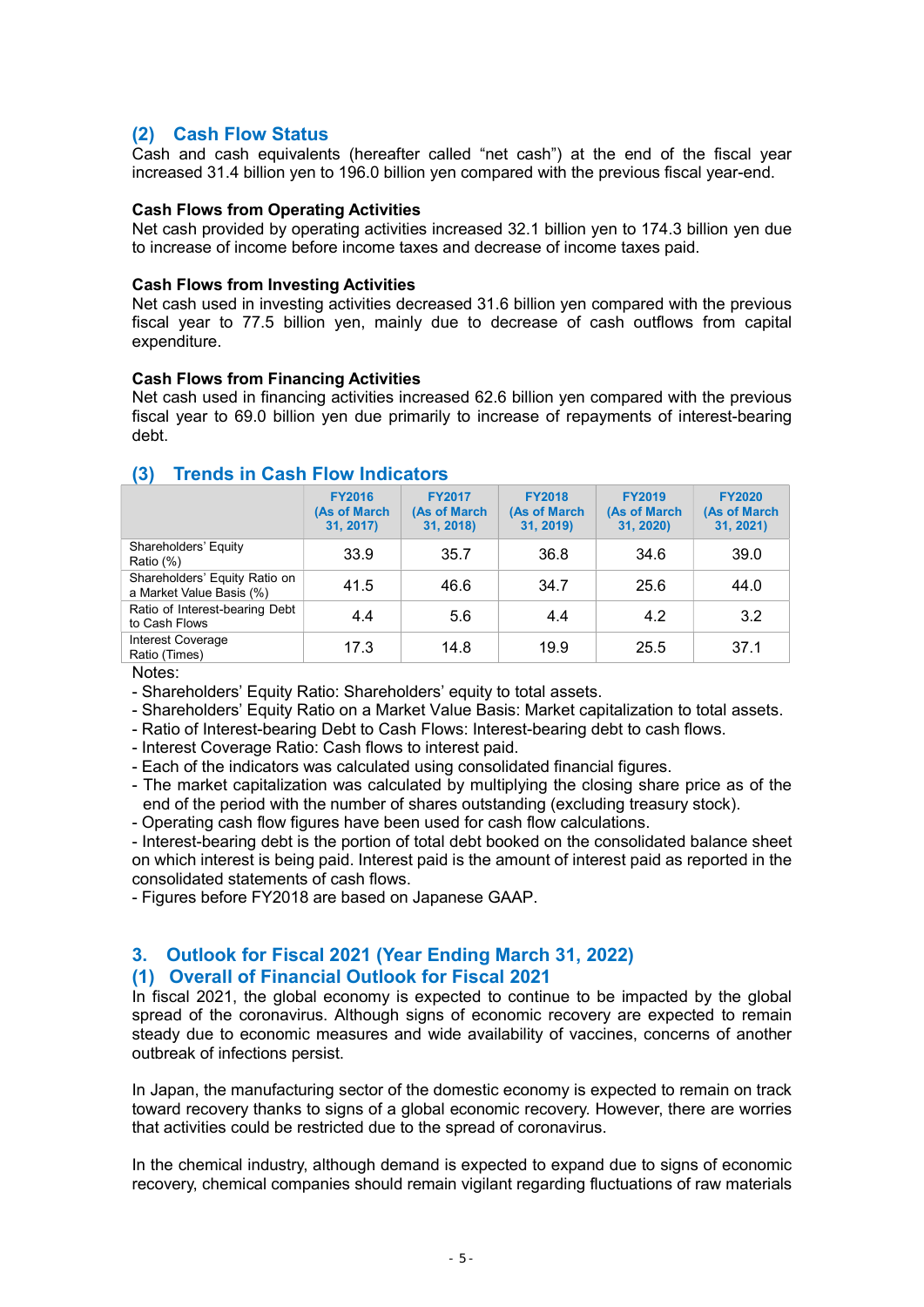## (2) Cash Flow Status

Cash and cash equivalents (hereafter called “net cash”) at the end of the fiscal year increased 31.4 billion yen to 196.0 billion yen compared with the previous fiscal year-end.

**Cash Flows from Operating Activities**

Net cash provided by operating activities increased 32.1 billion yen to 174.3 billion yen due to increase of income before income taxes and decrease of income taxes paid.

**Cash Flows from Investing Activities**

Net cash used in investing activities decreased 31.6 billion yen compared with the previous fiscal year to 77.5 billion yen, mainly due to decrease of cash outflows from capital expenditure.

**Cash Flows from Financing Activities**

Net cash used in financing activities increased 62.6 billion yen compared with the previous fiscal year to 69.0 billion yen due primarily to increase of repayments of interest-bearing debt.

## (3) Trends in Cash Flow Indicators

| | FY2016 (As of March 31, 2017) | FY2017 (As of March 31, 2018) | FY2018 (As of March 31, 2019) | FY2019 (As of March 31, 2020) | FY2020 (As of March 31, 2021) |
|---|---|---|---|---|---|
| Shareholders' Equity Ratio (%) | 33.9 | 35.7 | 36.8 | 34.6 | 39.0 |
| Shareholders' Equity Ratio on a Market Value Basis (%) | 41.5 | 46.6 | 34.7 | 25.6 | 44.0 |
| Ratio of Interest-bearing Debt to Cash Flows | 4.4 | 5.6 | 4.4 | 4.2 | 3.2 |
| Interest Coverage Ratio (Times) | 17.3 | 14.8 | 19.9 | 25.5 | 37.1 |

Notes:

- Shareholders' Equity Ratio: Shareholders' equity to total assets.
- Shareholders' Equity Ratio on a Market Value Basis: Market capitalization to total assets.
- Ratio of Interest-bearing Debt to Cash Flows: Interest-bearing debt to cash flows.
- Interest Coverage Ratio: Cash flows to interest paid.
- Each of the indicators was calculated using consolidated financial figures.
- The market capitalization was calculated by multiplying the closing share price as of the end of the period with the number of shares outstanding (excluding treasury stock).
- Operating cash flow figures have been used for cash flow calculations.
- Interest-bearing debt is the portion of total debt booked on the consolidated balance sheet on which interest is being paid. Interest paid is the amount of interest paid as reported in the consolidated statements of cash flows.
- Figures before FY2018 are based on Japanese GAAP.

# 3. Outlook for Fiscal 2021 (Year Ending March 31, 2022)

## (1) Overall of Financial Outlook for Fiscal 2021

In fiscal 2021, the global economy is expected to continue to be impacted by the global spread of the coronavirus. Although signs of economic recovery are expected to remain steady due to economic measures and wide availability of vaccines, concerns of another outbreak of infections persist.

In Japan, the manufacturing sector of the domestic economy is expected to remain on track toward recovery thanks to signs of a global economic recovery. However, there are worries that activities could be restricted due to the spread of coronavirus.

In the chemical industry, although demand is expected to expand due to signs of economic recovery, chemical companies should remain vigilant regarding fluctuations of raw materials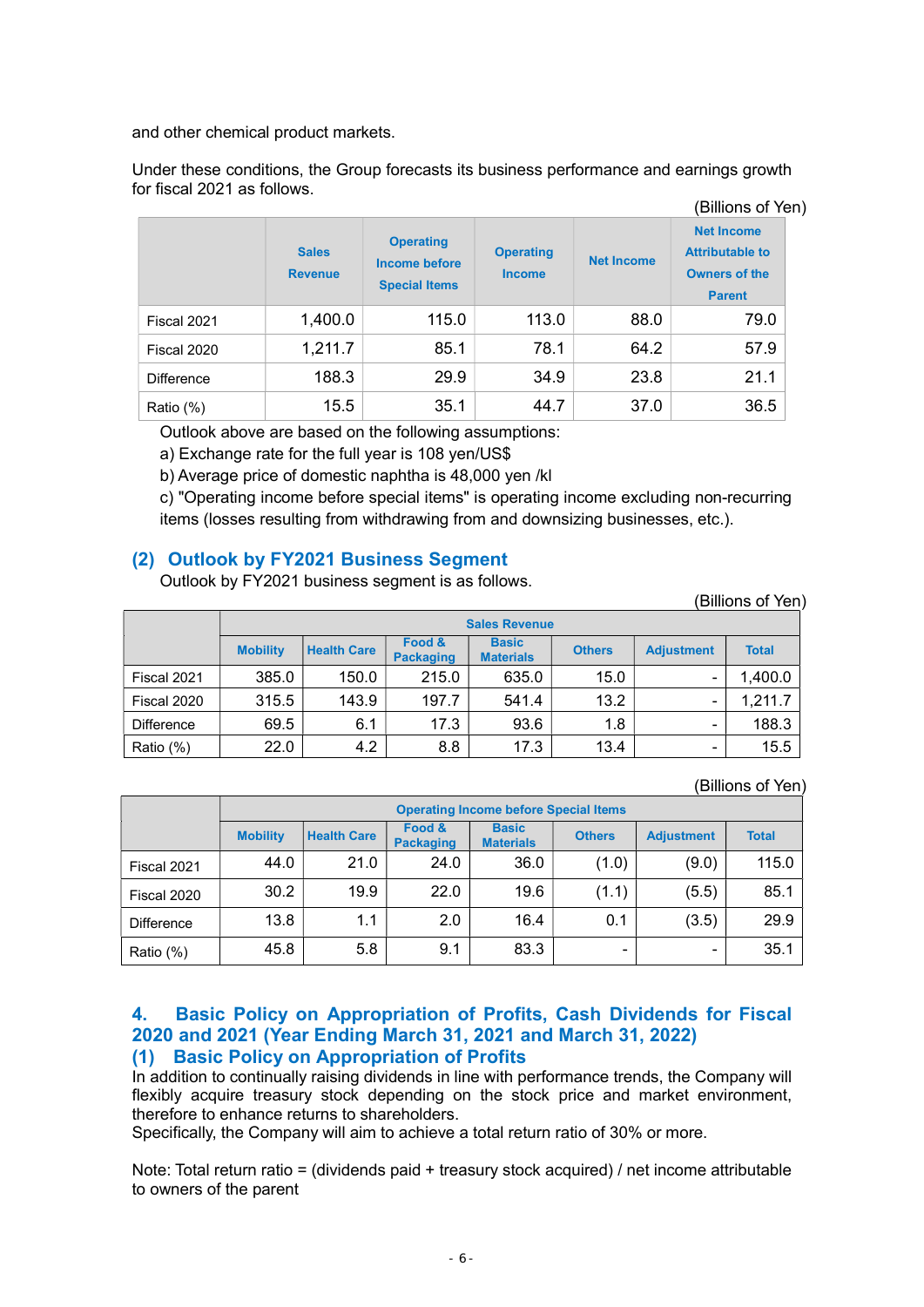and other chemical product markets.

Under these conditions, the Group forecasts its business performance and earnings growth for fiscal 2021 as follows.

(Billions of Yen)

| | Sales Revenue | Operating Income before Special Items | Operating Income | Net Income | Net Income Attributable to Owners of the Parent |
|---|---|---|---|---|---|
| Fiscal 2021 | 1,400.0 | 115.0 | 113.0 | 88.0 | 79.0 |
| Fiscal 2020 | 1,211.7 | 85.1 | 78.1 | 64.2 | 57.9 |
| Difference | 188.3 | 29.9 | 34.9 | 23.8 | 21.1 |
| Ratio (%) | 15.5 | 35.1 | 44.7 | 37.0 | 36.5 |

Outlook above are based on the following assumptions:

a) Exchange rate for the full year is 108 yen/US$

b) Average price of domestic naphtha is 48,000 yen /kl

c) "Operating income before special items" is operating income excluding non-recurring items (losses resulting from withdrawing from and downsizing businesses, etc.).

## (2) Outlook by FY2021 Business Segment

Outlook by FY2021 business segment is as follows.

(Billions of Yen)

| | Sales Revenue | | | | | | |
|---|---|---|---|---|---|---|---|
| | Mobility | Health Care | Food & Packaging | Basic Materials | Others | Adjustment | Total |
| Fiscal 2021 | 385.0 | 150.0 | 215.0 | 635.0 | 15.0 | - | 1,400.0 |
| Fiscal 2020 | 315.5 | 143.9 | 197.7 | 541.4 | 13.2 | - | 1,211.7 |
| Difference | 69.5 | 6.1 | 17.3 | 93.6 | 1.8 | - | 188.3 |
| Ratio (%) | 22.0 | 4.2 | 8.8 | 17.3 | 13.4 | - | 15.5 |

(Billions of Yen)

| | Operating Income before Special Items | | | | | | |
|---|---|---|---|---|---|---|---|
| | Mobility | Health Care | Food & Packaging | Basic Materials | Others | Adjustment | Total |
| Fiscal 2021 | 44.0 | 21.0 | 24.0 | 36.0 | (1.0) | (9.0) | 115.0 |
| Fiscal 2020 | 30.2 | 19.9 | 22.0 | 19.6 | (1.1) | (5.5) | 85.1 |
| Difference | 13.8 | 1.1 | 2.0 | 16.4 | 0.1 | (3.5) | 29.9 |
| Ratio (%) | 45.8 | 5.8 | 9.1 | 83.3 | - | - | 35.1 |

# 4. Basic Policy on Appropriation of Profits, Cash Dividends for Fiscal 2020 and 2021 (Year Ending March 31, 2021 and March 31, 2022)

## (1) Basic Policy on Appropriation of Profits

In addition to continually raising dividends in line with performance trends, the Company will flexibly acquire treasury stock depending on the stock price and market environment, therefore to enhance returns to shareholders.

Specifically, the Company will aim to achieve a total return ratio of 30% or more.

Note: Total return ratio = (dividends paid + treasury stock acquired) / net income attributable to owners of the parent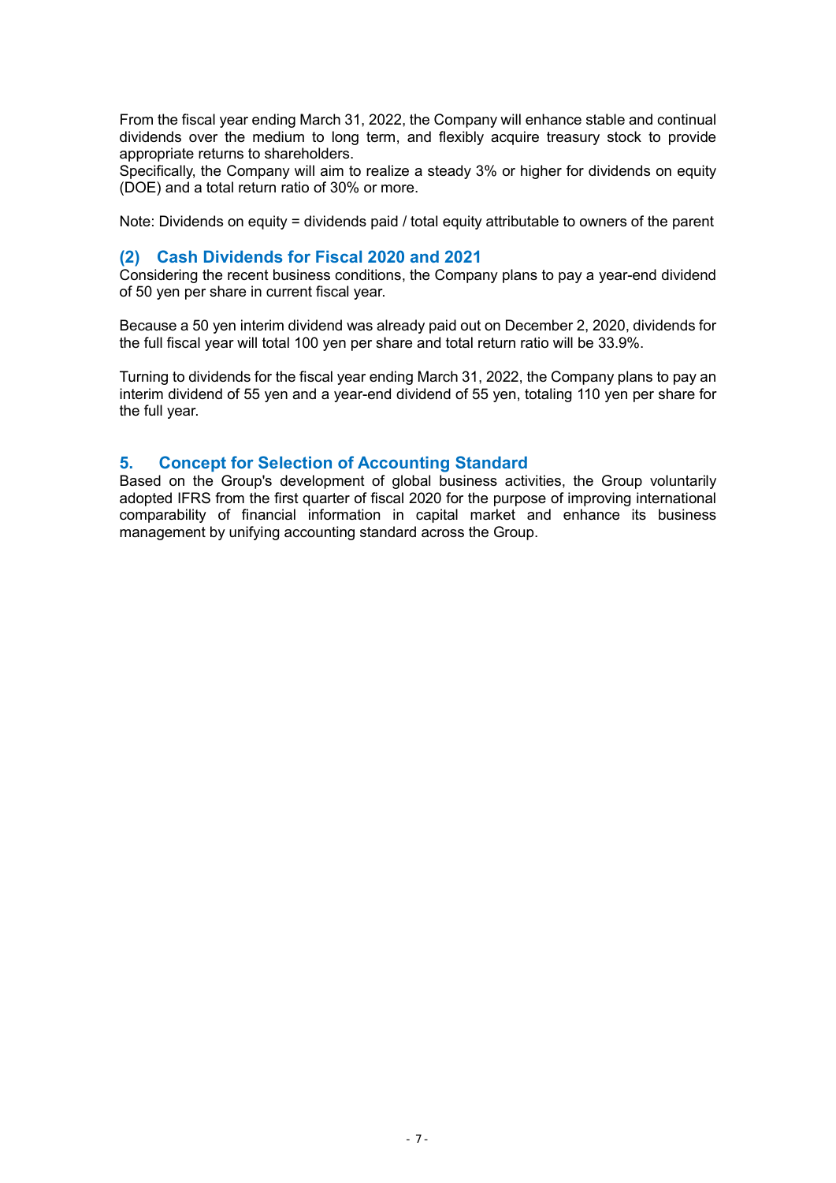From the fiscal year ending March 31, 2022, the Company will enhance stable and continual dividends over the medium to long term, and flexibly acquire treasury stock to provide appropriate returns to shareholders.
Specifically, the Company will aim to realize a steady 3% or higher for dividends on equity (DOE) and a total return ratio of 30% or more.

Note: Dividends on equity = dividends paid / total equity attributable to owners of the parent

### (2) Cash Dividends for Fiscal 2020 and 2021

Considering the recent business conditions, the Company plans to pay a year-end dividend of 50 yen per share in current fiscal year.

Because a 50 yen interim dividend was already paid out on December 2, 2020, dividends for the full fiscal year will total 100 yen per share and total return ratio will be 33.9%.

Turning to dividends for the fiscal year ending March 31, 2022, the Company plans to pay an interim dividend of 55 yen and a year-end dividend of 55 yen, totaling 110 yen per share for the full year.

## 5. Concept for Selection of Accounting Standard

Based on the Group's development of global business activities, the Group voluntarily adopted IFRS from the first quarter of fiscal 2020 for the purpose of improving international comparability of financial information in capital market and enhance its business management by unifying accounting standard across the Group.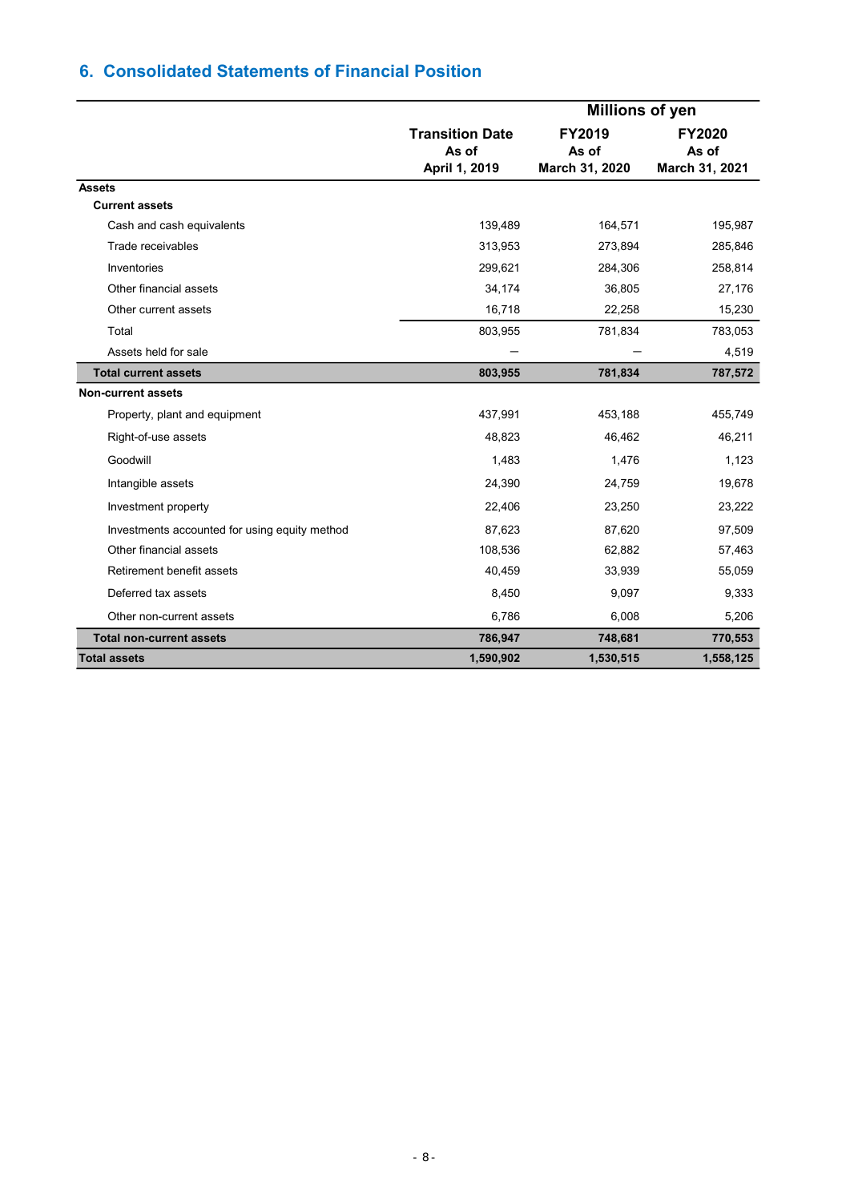## 6. Consolidated Statements of Financial Position

| | Millions of yen | | |
|---|---|---|---|
| | Transition Date As of April 1, 2019 | FY2019 As of March 31, 2020 | FY2020 As of March 31, 2021 |
| **Assets** | | | |
| **Current assets** | | | |
| Cash and cash equivalents | 139,489 | 164,571 | 195,987 |
| Trade receivables | 313,953 | 273,894 | 285,846 |
| Inventories | 299,621 | 284,306 | 258,814 |
| Other financial assets | 34,174 | 36,805 | 27,176 |
| Other current assets | 16,718 | 22,258 | 15,230 |
| Total | 803,955 | 781,834 | 783,053 |
| Assets held for sale | — | — | 4,519 |
| **Total current assets** | **803,955** | **781,834** | **787,572** |
| **Non-current assets** | | | |
| Property, plant and equipment | 437,991 | 453,188 | 455,749 |
| Right-of-use assets | 48,823 | 46,462 | 46,211 |
| Goodwill | 1,483 | 1,476 | 1,123 |
| Intangible assets | 24,390 | 24,759 | 19,678 |
| Investment property | 22,406 | 23,250 | 23,222 |
| Investments accounted for using equity method | 87,623 | 87,620 | 97,509 |
| Other financial assets | 108,536 | 62,882 | 57,463 |
| Retirement benefit assets | 40,459 | 33,939 | 55,059 |
| Deferred tax assets | 8,450 | 9,097 | 9,333 |
| Other non-current assets | 6,786 | 6,008 | 5,206 |
| **Total non-current assets** | **786,947** | **748,681** | **770,553** |
| **Total assets** | **1,590,902** | **1,530,515** | **1,558,125** |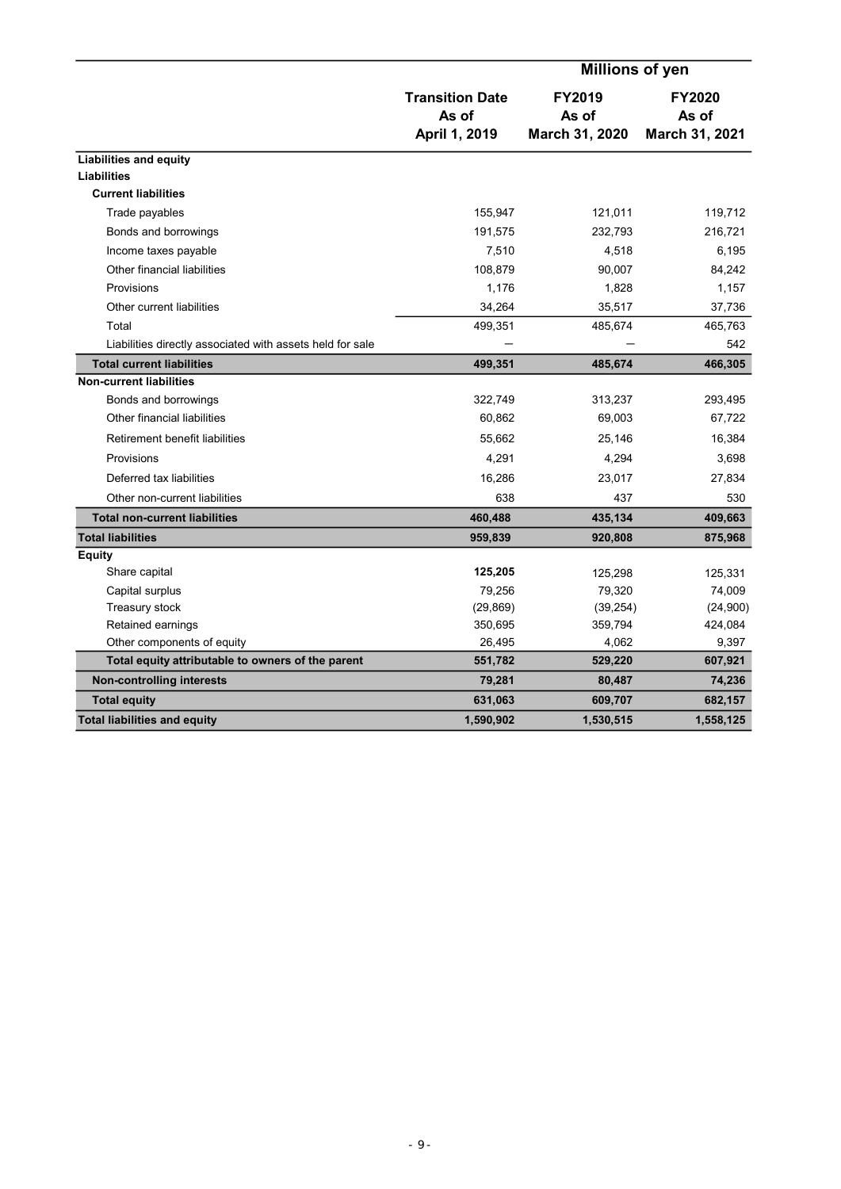| | Millions of yen | | |
|---|---|---|---|
| | Transition Date As of April 1, 2019 | FY2019 As of March 31, 2020 | FY2020 As of March 31, 2021 |
| **Liabilities and equity** | | | |
| **Liabilities** | | | |
| **Current liabilities** | | | |
| Trade payables | 155,947 | 121,011 | 119,712 |
| Bonds and borrowings | 191,575 | 232,793 | 216,721 |
| Income taxes payable | 7,510 | 4,518 | 6,195 |
| Other financial liabilities | 108,879 | 90,007 | 84,242 |
| Provisions | 1,176 | 1,828 | 1,157 |
| Other current liabilities | 34,264 | 35,517 | 37,736 |
| Total | 499,351 | 485,674 | 465,763 |
| Liabilities directly associated with assets held for sale | — | — | 542 |
| **Total current liabilities** | **499,351** | **485,674** | **466,305** |
| **Non-current liabilities** | | | |
| Bonds and borrowings | 322,749 | 313,237 | 293,495 |
| Other financial liabilities | 60,862 | 69,003 | 67,722 |
| Retirement benefit liabilities | 55,662 | 25,146 | 16,384 |
| Provisions | 4,291 | 4,294 | 3,698 |
| Deferred tax liabilities | 16,286 | 23,017 | 27,834 |
| Other non-current liabilities | 638 | 437 | 530 |
| **Total non-current liabilities** | **460,488** | **435,134** | **409,663** |
| **Total liabilities** | **959,839** | **920,808** | **875,968** |
| **Equity** | | | |
| Share capital | **125,205** | 125,298 | 125,331 |
| Capital surplus | 79,256 | 79,320 | 74,009 |
| Treasury stock | (29,869) | (39,254) | (24,900) |
| Retained earnings | 350,695 | 359,794 | 424,084 |
| Other components of equity | 26,495 | 4,062 | 9,397 |
| **Total equity attributable to owners of the parent** | **551,782** | **529,220** | **607,921** |
| **Non-controlling interests** | **79,281** | **80,487** | **74,236** |
| **Total equity** | **631,063** | **609,707** | **682,157** |
| **Total liabilities and equity** | **1,590,902** | **1,530,515** | **1,558,125** |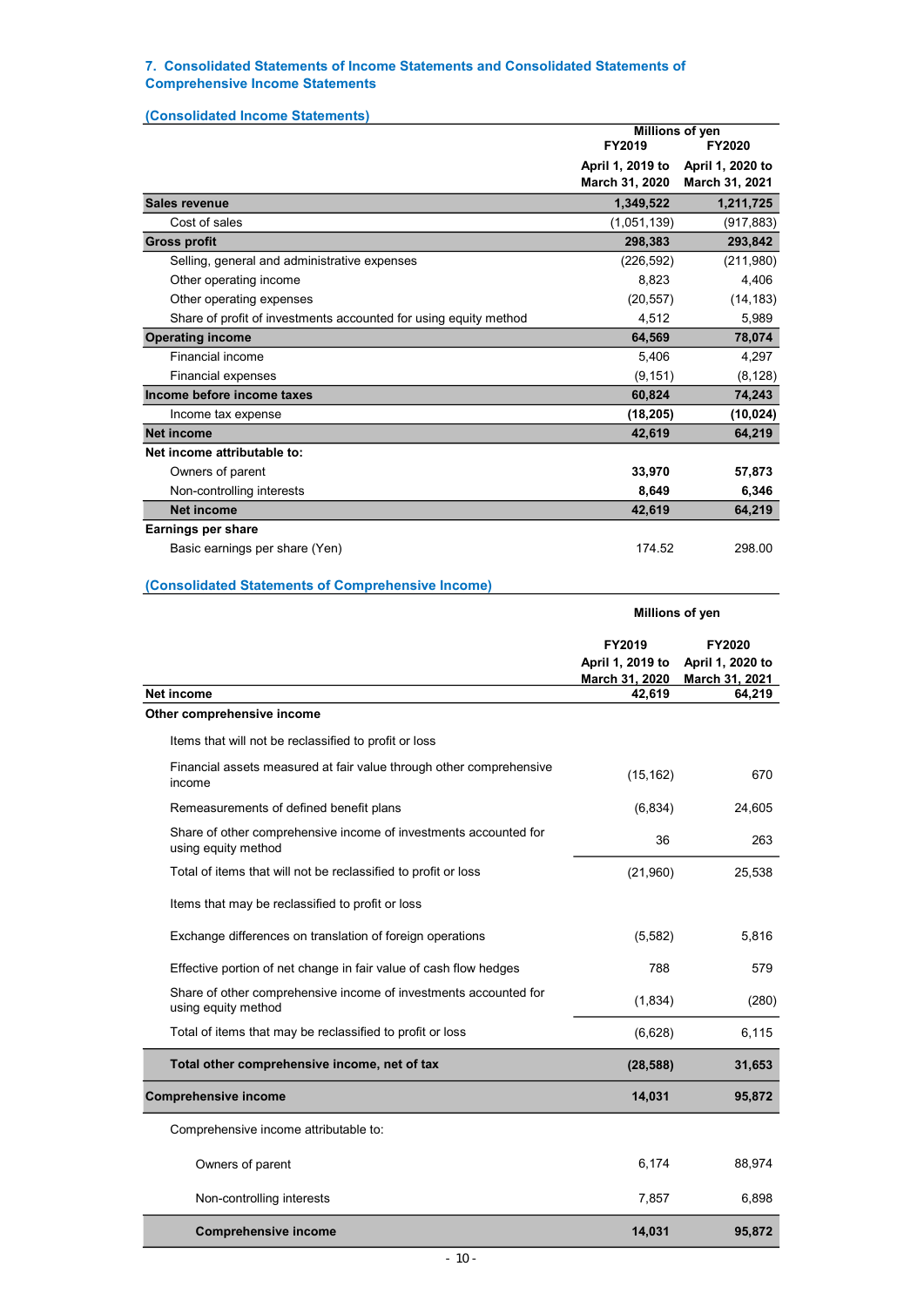## 7. Consolidated Statements of Income Statements and Consolidated Statements of Comprehensive Income Statements

### (Consolidated Income Statements)

| | Millions of yen | |
|---|---|---|
| | FY2019 April 1, 2019 to March 31, 2020 | FY2020 April 1, 2020 to March 31, 2021 |
| **Sales revenue** | **1,349,522** | **1,211,725** |
| Cost of sales | (1,051,139) | (917,883) |
| **Gross profit** | **298,383** | **293,842** |
| Selling, general and administrative expenses | (226,592) | (211,980) |
| Other operating income | 8,823 | 4,406 |
| Other operating expenses | (20,557) | (14,183) |
| Share of profit of investments accounted for using equity method | 4,512 | 5,989 |
| **Operating income** | **64,569** | **78,074** |
| Financial income | 5,406 | 4,297 |
| Financial expenses | (9,151) | (8,128) |
| **Income before income taxes** | **60,824** | **74,243** |
| Income tax expense | **(18,205)** | **(10,024)** |
| **Net income** | **42,619** | **64,219** |
| **Net income attributable to:** | | |
| Owners of parent | **33,970** | **57,873** |
| Non-controlling interests | **8,649** | **6,346** |
| **Net income** | **42,619** | **64,219** |
| **Earnings per share** | | |
| Basic earnings per share (Yen) | 174.52 | 298.00 |

### (Consolidated Statements of Comprehensive Income)

| | Millions of yen | |
|---|---|---|
| | FY2019 April 1, 2019 to March 31, 2020 | FY2020 April 1, 2020 to March 31, 2021 |
| **Net income** | **42,619** | **64,219** |
| **Other comprehensive income** | | |
| Items that will not be reclassified to profit or loss | | |
| Financial assets measured at fair value through other comprehensive income | (15,162) | 670 |
| Remeasurements of defined benefit plans | (6,834) | 24,605 |
| Share of other comprehensive income of investments accounted for using equity method | 36 | 263 |
| Total of items that will not be reclassified to profit or loss | (21,960) | 25,538 |
| Items that may be reclassified to profit or loss | | |
| Exchange differences on translation of foreign operations | (5,582) | 5,816 |
| Effective portion of net change in fair value of cash flow hedges | 788 | 579 |
| Share of other comprehensive income of investments accounted for using equity method | (1,834) | (280) |
| Total of items that may be reclassified to profit or loss | (6,628) | 6,115 |
| **Total other comprehensive income, net of tax** | **(28,588)** | **31,653** |
| **Comprehensive income** | **14,031** | **95,872** |
| Comprehensive income attributable to: | | |
| Owners of parent | 6,174 | 88,974 |
| Non-controlling interests | 7,857 | 6,898 |
| **Comprehensive income** | **14,031** | **95,872** |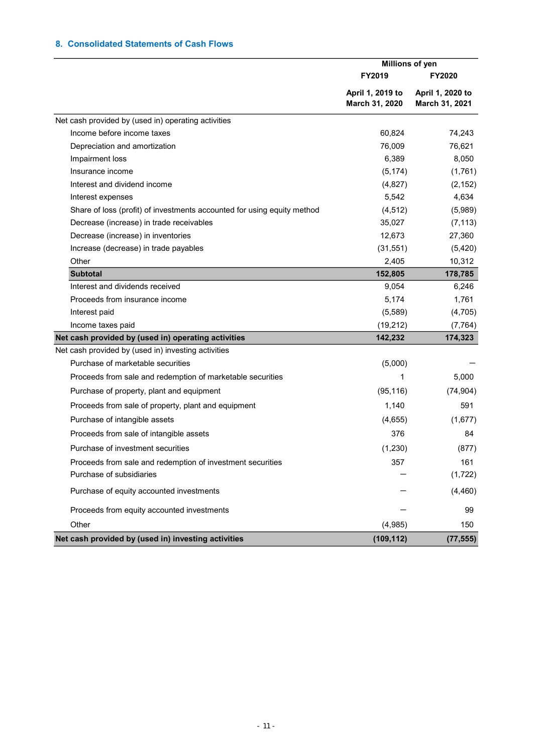## 8. Consolidated Statements of Cash Flows

| | Millions of yen | |
|---|---|---|
| | FY2019 | FY2020 |
| | April 1, 2019 to March 31, 2020 | April 1, 2020 to March 31, 2021 |
| Net cash provided by (used in) operating activities | | |
| Income before income taxes | 60,824 | 74,243 |
| Depreciation and amortization | 76,009 | 76,621 |
| Impairment loss | 6,389 | 8,050 |
| Insurance income | (5,174) | (1,761) |
| Interest and dividend income | (4,827) | (2,152) |
| Interest expenses | 5,542 | 4,634 |
| Share of loss (profit) of investments accounted for using equity method | (4,512) | (5,989) |
| Decrease (increase) in trade receivables | 35,027 | (7,113) |
| Decrease (increase) in inventories | 12,673 | 27,360 |
| Increase (decrease) in trade payables | (31,551) | (5,420) |
| Other | 2,405 | 10,312 |
| **Subtotal** | **152,805** | **178,785** |
| Interest and dividends received | 9,054 | 6,246 |
| Proceeds from insurance income | 5,174 | 1,761 |
| Interest paid | (5,589) | (4,705) |
| Income taxes paid | (19,212) | (7,764) |
| **Net cash provided by (used in) operating activities** | **142,232** | **174,323** |
| Net cash provided by (used in) investing activities | | |
| Purchase of marketable securities | (5,000) | — |
| Proceeds from sale and redemption of marketable securities | 1 | 5,000 |
| Purchase of property, plant and equipment | (95,116) | (74,904) |
| Proceeds from sale of property, plant and equipment | 1,140 | 591 |
| Purchase of intangible assets | (4,655) | (1,677) |
| Proceeds from sale of intangible assets | 376 | 84 |
| Purchase of investment securities | (1,230) | (877) |
| Proceeds from sale and redemption of investment securities | 357 | 161 |
| Purchase of subsidiaries | — | (1,722) |
| Purchase of equity accounted investments | — | (4,460) |
| Proceeds from equity accounted investments | — | 99 |
| Other | (4,985) | 150 |
| **Net cash provided by (used in) investing activities** | **(109,112)** | **(77,555)** |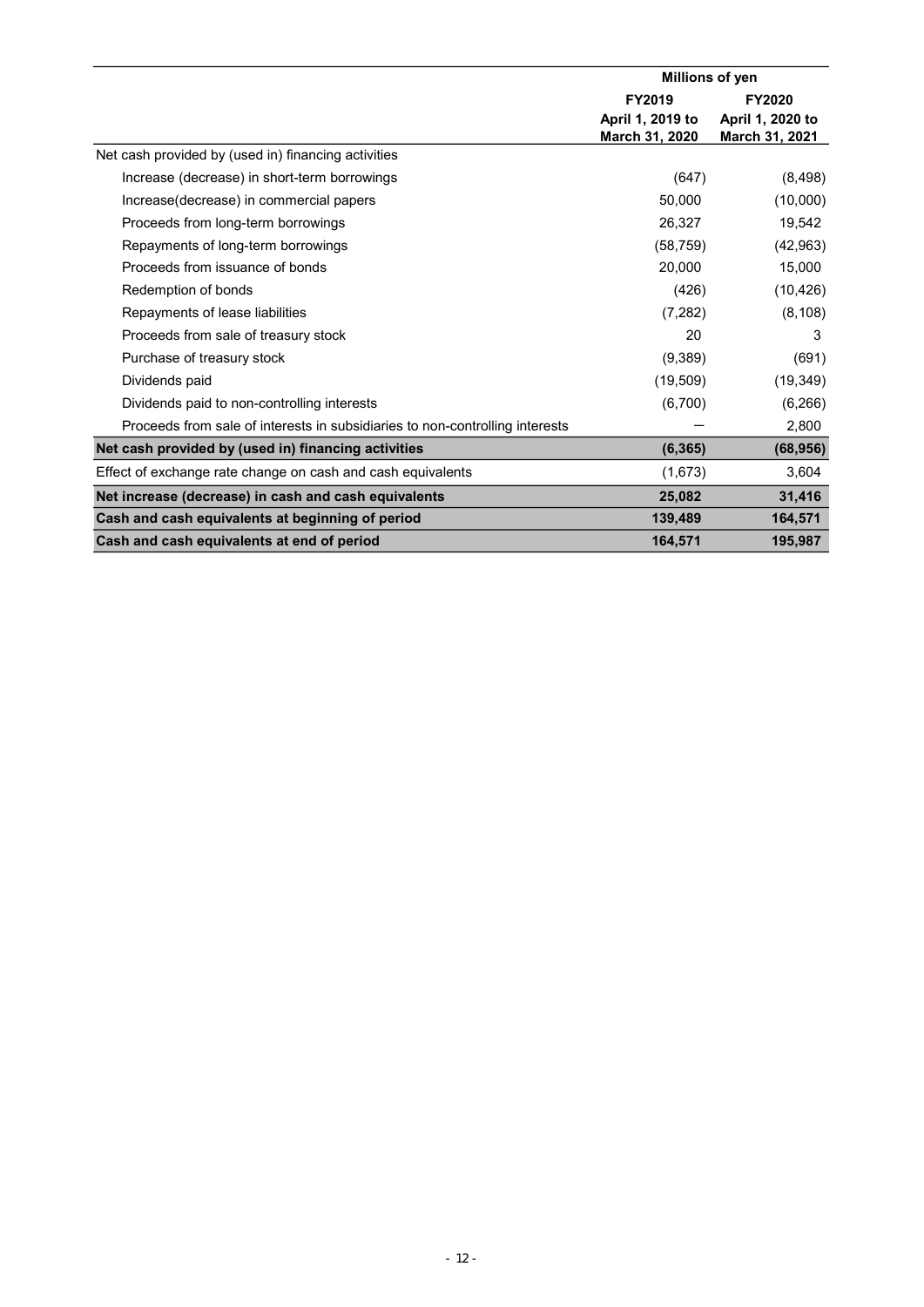| | Millions of yen | |
|---|---|---|
| | FY2019 April 1, 2019 to March 31, 2020 | FY2020 April 1, 2020 to March 31, 2021 |
| Net cash provided by (used in) financing activities | | |
| Increase (decrease) in short-term borrowings | (647) | (8,498) |
| Increase(decrease) in commercial papers | 50,000 | (10,000) |
| Proceeds from long-term borrowings | 26,327 | 19,542 |
| Repayments of long-term borrowings | (58,759) | (42,963) |
| Proceeds from issuance of bonds | 20,000 | 15,000 |
| Redemption of bonds | (426) | (10,426) |
| Repayments of lease liabilities | (7,282) | (8,108) |
| Proceeds from sale of treasury stock | 20 | 3 |
| Purchase of treasury stock | (9,389) | (691) |
| Dividends paid | (19,509) | (19,349) |
| Dividends paid to non-controlling interests | (6,700) | (6,266) |
| Proceeds from sale of interests in subsidiaries to non-controlling interests | ― | 2,800 |
| **Net cash provided by (used in) financing activities** | **(6,365)** | **(68,956)** |
| Effect of exchange rate change on cash and cash equivalents | (1,673) | 3,604 |
| **Net increase (decrease) in cash and cash equivalents** | **25,082** | **31,416** |
| **Cash and cash equivalents at beginning of period** | **139,489** | **164,571** |
| **Cash and cash equivalents at end of period** | **164,571** | **195,987** |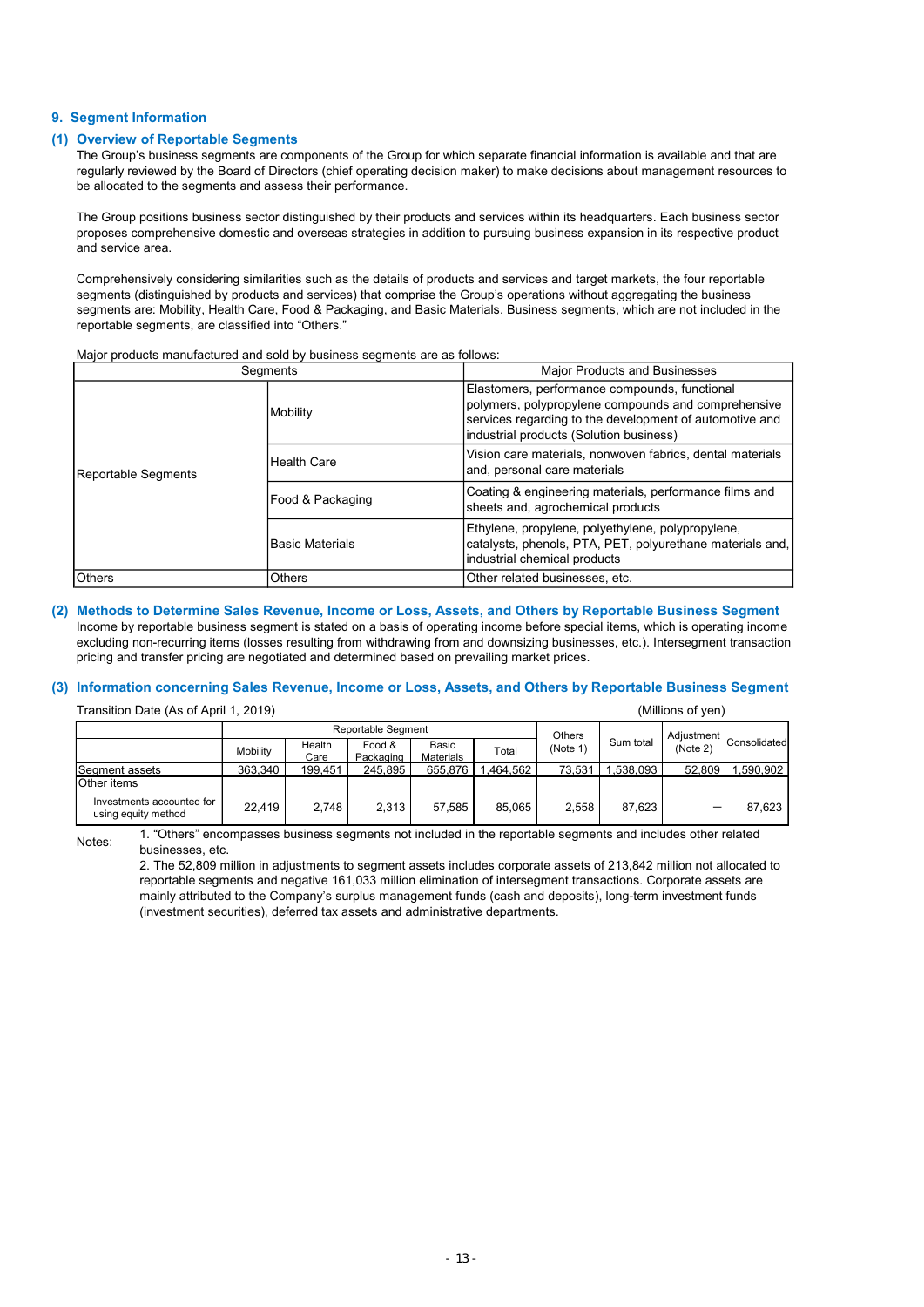## 9. Segment Information

### (1) Overview of Reportable Segments

The Group's business segments are components of the Group for which separate financial information is available and that are regularly reviewed by the Board of Directors (chief operating decision maker) to make decisions about management resources to be allocated to the segments and assess their performance.

The Group positions business sector distinguished by their products and services within its headquarters. Each business sector proposes comprehensive domestic and overseas strategies in addition to pursuing business expansion in its respective product and service area.

Comprehensively considering similarities such as the details of products and services and target markets, the four reportable segments (distinguished by products and services) that comprise the Group's operations without aggregating the business segments are: Mobility, Health Care, Food & Packaging, and Basic Materials. Business segments, which are not included in the reportable segments, are classified into "Others."

Major products manufactured and sold by business segments are as follows:

| Segments | | Major Products and Businesses |
|---|---|---|
| Reportable Segments | Mobility | Elastomers, performance compounds, functional polymers, polypropylene compounds and comprehensive services regarding to the development of automotive and industrial products (Solution business) |
| | Health Care | Vision care materials, nonwoven fabrics, dental materials and, personal care materials |
| | Food & Packaging | Coating & engineering materials, performance films and sheets and, agrochemical products |
| | Basic Materials | Ethylene, propylene, polyethylene, polypropylene, catalysts, phenols, PTA, PET, polyurethane materials and, industrial chemical products |
| Others | Others | Other related businesses, etc. |

### (2) Methods to Determine Sales Revenue, Income or Loss, Assets, and Others by Reportable Business Segment

Income by reportable business segment is stated on a basis of operating income before special items, which is operating income excluding non-recurring items (losses resulting from withdrawing from and downsizing businesses, etc.). Intersegment transaction pricing and transfer pricing are negotiated and determined based on prevailing market prices.

### (3) Information concerning Sales Revenue, Income or Loss, Assets, and Others by Reportable Business Segment

Transition Date (As of April 1, 2019) (Millions of yen)

| | Reportable Segment | | | | | Others (Note 1) | Sum total | Adjustment (Note 2) | Consolidated |
|---|---|---|---|---|---|---|---|---|---|
| | Mobility | Health Care | Food & Packaging | Basic Materials | Total | | | | |
| Segment assets | 363,340 | 199,451 | 245,895 | 655,876 | 1,464,562 | 73,531 | 1,538,093 | 52,809 | 1,590,902 |
| Other items | | | | | | | | | |
| Investments accounted for using equity method | 22,419 | 2,748 | 2,313 | 57,585 | 85,065 | 2,558 | 87,623 | — | 87,623 |

Notes:
1. "Others" encompasses business segments not included in the reportable segments and includes other related businesses, etc.
2. The 52,809 million in adjustments to segment assets includes corporate assets of 213,842 million not allocated to reportable segments and negative 161,033 million elimination of intersegment transactions. Corporate assets are mainly attributed to the Company's surplus management funds (cash and deposits), long-term investment funds (investment securities), deferred tax assets and administrative departments.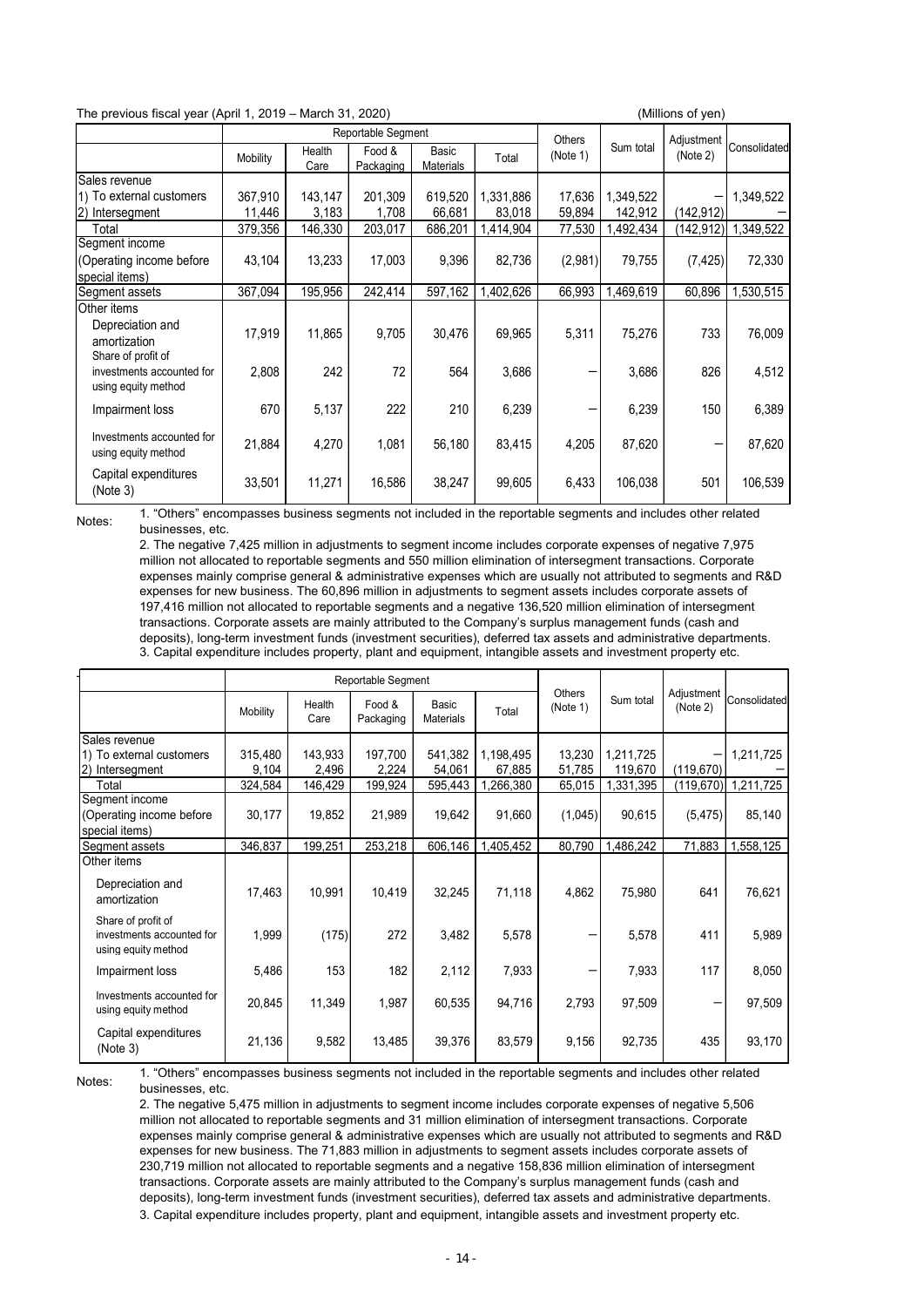The previous fiscal year (April 1, 2019 – March 31, 2020)

(Millions of yen)

| | Reportable Segment | | | | | Others (Note 1) | Sum total | Adjustment (Note 2) | Consolidated |
|---|---|---|---|---|---|---|---|---|---|
| | Mobility | Health Care | Food & Packaging | Basic Materials | Total | | | | |
| Sales revenue | | | | | | | | | |
| 1) To external customers | 367,910 | 143,147 | 201,309 | 619,520 | 1,331,886 | 17,636 | 1,349,522 | – | 1,349,522 |
| 2) Intersegment | 11,446 | 3,183 | 1,708 | 66,681 | 83,018 | 59,894 | 142,912 | (142,912) | – |
| Total | 379,356 | 146,330 | 203,017 | 686,201 | 1,414,904 | 77,530 | 1,492,434 | (142,912) | 1,349,522 |
| Segment income (Operating income before special items) | 43,104 | 13,233 | 17,003 | 9,396 | 82,736 | (2,981) | 79,755 | (7,425) | 72,330 |
| Segment assets | 367,094 | 195,956 | 242,414 | 597,162 | 1,402,626 | 66,993 | 1,469,619 | 60,896 | 1,530,515 |
| Other items | | | | | | | | | |
| Depreciation and amortization | 17,919 | 11,865 | 9,705 | 30,476 | 69,965 | 5,311 | 75,276 | 733 | 76,009 |
| Share of profit of investments accounted for using equity method | 2,808 | 242 | 72 | 564 | 3,686 | – | 3,686 | 826 | 4,512 |
| Impairment loss | 670 | 5,137 | 222 | 210 | 6,239 | – | 6,239 | 150 | 6,389 |
| Investments accounted for using equity method | 21,884 | 4,270 | 1,081 | 56,180 | 83,415 | 4,205 | 87,620 | – | 87,620 |
| Capital expenditures (Note 3) | 33,501 | 11,271 | 16,586 | 38,247 | 99,605 | 6,433 | 106,038 | 501 | 106,539 |

Notes:
1. "Others" encompasses business segments not included in the reportable segments and includes other related businesses, etc.
2. The negative 7,425 million in adjustments to segment income includes corporate expenses of negative 7,975 million not allocated to reportable segments and 550 million elimination of intersegment transactions. Corporate expenses mainly comprise general & administrative expenses which are usually not attributed to segments and R&D expenses for new business. The 60,896 million in adjustments to segment assets includes corporate assets of 197,416 million not allocated to reportable segments and a negative 136,520 million elimination of intersegment transactions. Corporate assets are mainly attributed to the Company's surplus management funds (cash and deposits), long-term investment funds (investment securities), deferred tax assets and administrative departments.
3. Capital expenditure includes property, plant and equipment, intangible assets and investment property etc.

| | Reportable Segment | | | | | Others (Note 1) | Sum total | Adjustment (Note 2) | Consolidated |
|---|---|---|---|---|---|---|---|---|---|
| | Mobility | Health Care | Food & Packaging | Basic Materials | Total | | | | |
| Sales revenue | | | | | | | | | |
| 1) To external customers | 315,480 | 143,933 | 197,700 | 541,382 | 1,198,495 | 13,230 | 1,211,725 | – | 1,211,725 |
| 2) Intersegment | 9,104 | 2,496 | 2,224 | 54,061 | 67,885 | 51,785 | 119,670 | (119,670) | – |
| Total | 324,584 | 146,429 | 199,924 | 595,443 | 1,266,380 | 65,015 | 1,331,395 | (119,670) | 1,211,725 |
| Segment income (Operating income before special items) | 30,177 | 19,852 | 21,989 | 19,642 | 91,660 | (1,045) | 90,615 | (5,475) | 85,140 |
| Segment assets | 346,837 | 199,251 | 253,218 | 606,146 | 1,405,452 | 80,790 | 1,486,242 | 71,883 | 1,558,125 |
| Other items | | | | | | | | | |
| Depreciation and amortization | 17,463 | 10,991 | 10,419 | 32,245 | 71,118 | 4,862 | 75,980 | 641 | 76,621 |
| Share of profit of investments accounted for using equity method | 1,999 | (175) | 272 | 3,482 | 5,578 | – | 5,578 | 411 | 5,989 |
| Impairment loss | 5,486 | 153 | 182 | 2,112 | 7,933 | – | 7,933 | 117 | 8,050 |
| Investments accounted for using equity method | 20,845 | 11,349 | 1,987 | 60,535 | 94,716 | 2,793 | 97,509 | – | 97,509 |
| Capital expenditures (Note 3) | 21,136 | 9,582 | 13,485 | 39,376 | 83,579 | 9,156 | 92,735 | 435 | 93,170 |

Notes:
1. "Others" encompasses business segments not included in the reportable segments and includes other related businesses, etc.
2. The negative 5,475 million in adjustments to segment income includes corporate expenses of negative 5,506 million not allocated to reportable segments and 31 million elimination of intersegment transactions. Corporate expenses mainly comprise general & administrative expenses which are usually not attributed to segments and R&D expenses for new business. The 71,883 million in adjustments to segment assets includes corporate assets of 230,719 million not allocated to reportable segments and a negative 158,836 million elimination of intersegment transactions. Corporate assets are mainly attributed to the Company's surplus management funds (cash and deposits), long-term investment funds (investment securities), deferred tax assets and administrative departments.
3. Capital expenditure includes property, plant and equipment, intangible assets and investment property etc.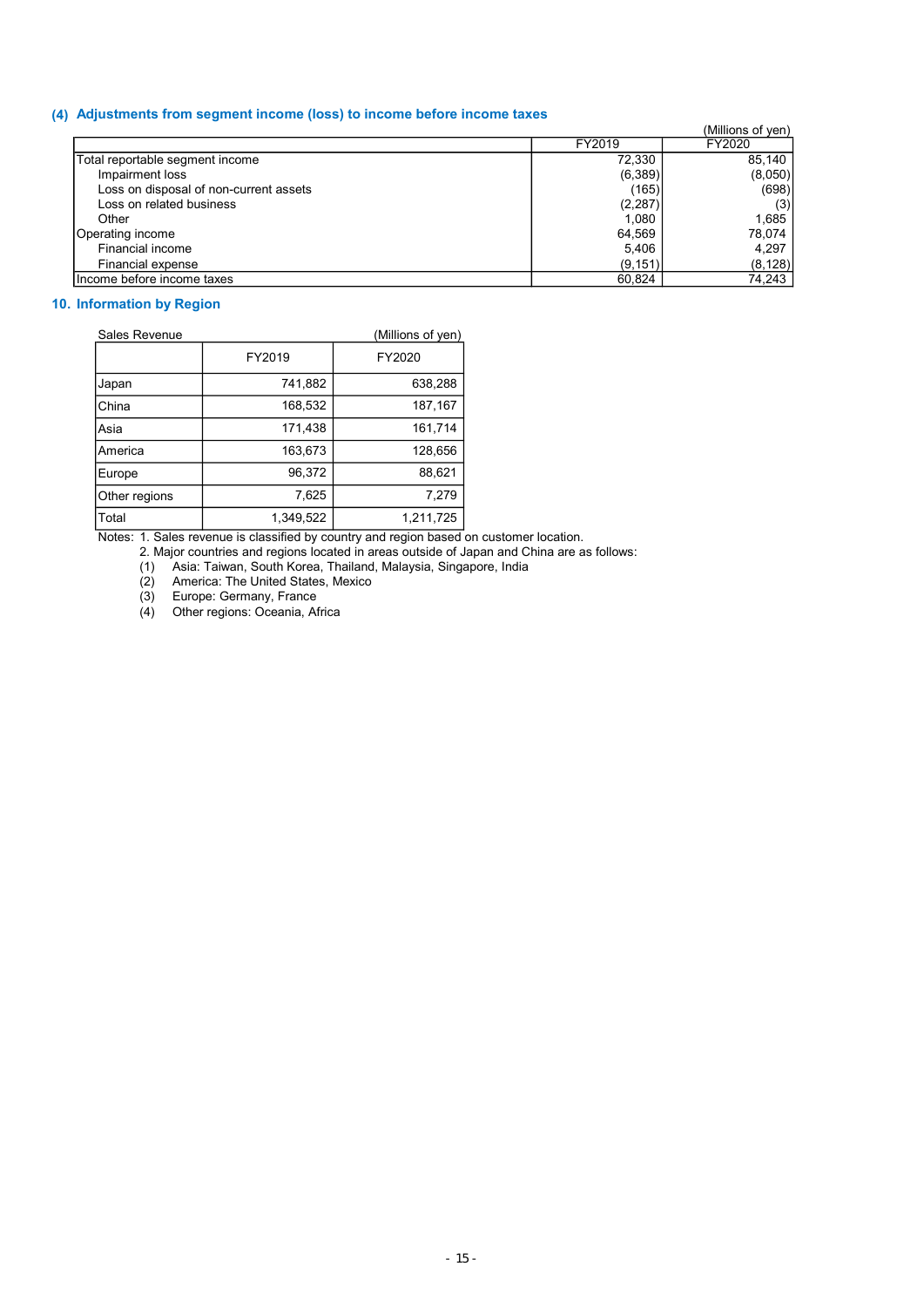### (4) Adjustments from segment income (loss) to income before income taxes

(Millions of yen)

| | FY2019 | FY2020 |
|---|---|---|
| Total reportable segment income | 72,330 | 85,140 |
| Impairment loss | (6,389) | (8,050) |
| Loss on disposal of non-current assets | (165) | (698) |
| Loss on related business | (2,287) | (3) |
| Other | 1,080 | 1,685 |
| Operating income | 64,569 | 78,074 |
| Financial income | 5,406 | 4,297 |
| Financial expense | (9,151) | (8,128) |
| Income before income taxes | 60,824 | 74,243 |

## 10. Information by Region

Sales Revenue (Millions of yen)

| | FY2019 | FY2020 |
|---|---|---|
| Japan | 741,882 | 638,288 |
| China | 168,532 | 187,167 |
| Asia | 171,438 | 161,714 |
| America | 163,673 | 128,656 |
| Europe | 96,372 | 88,621 |
| Other regions | 7,625 | 7,279 |
| Total | 1,349,522 | 1,211,725 |

Notes: 1. Sales revenue is classified by country and region based on customer location.

2. Major countries and regions located in areas outside of Japan and China are as follows:

(1) Asia: Taiwan, South Korea, Thailand, Malaysia, Singapore, India

(2) America: The United States, Mexico

(3) Europe: Germany, France

(4) Other regions: Oceania, Africa